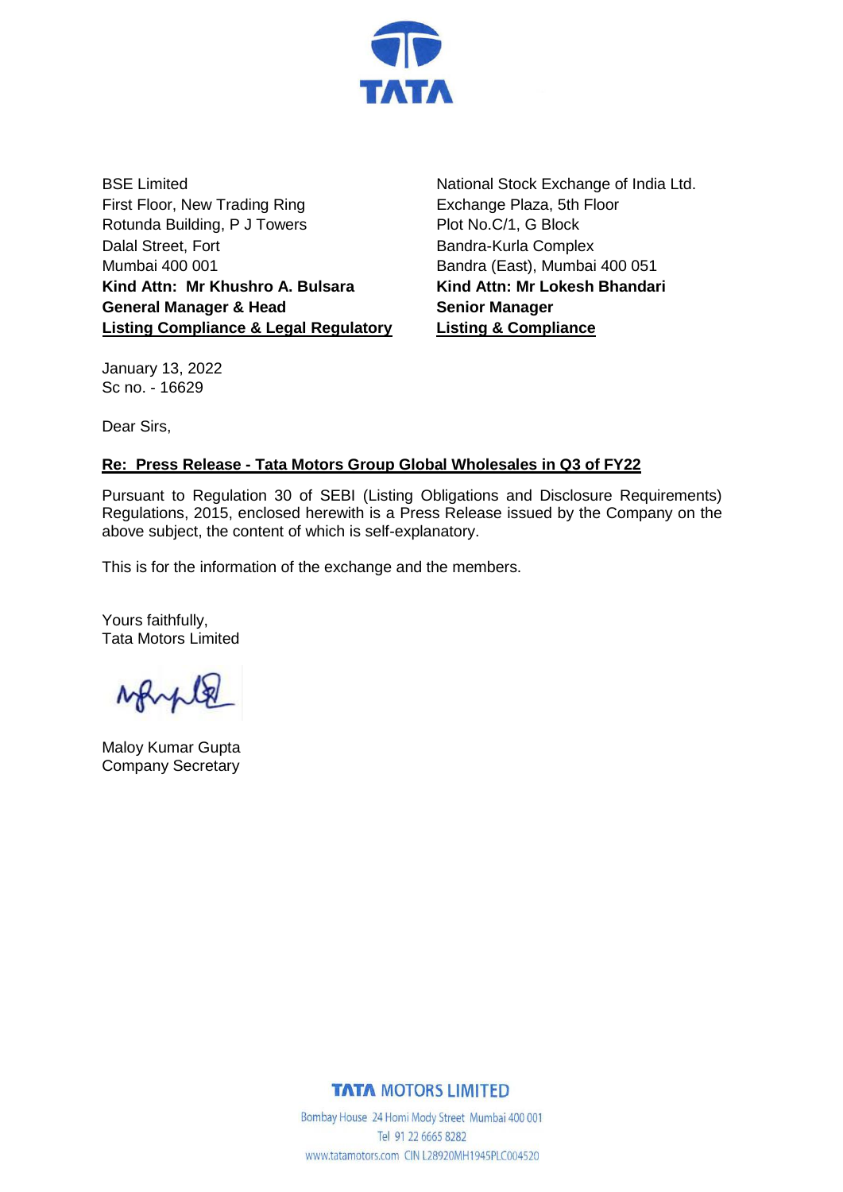TATA

BSE Limited
First Floor, New Trading Ring
Rotunda Building, P J Towers
Dalal Street, Fort
Mumbai 400 001
**Kind Attn: Mr Khushro A. Bulsara**
**General Manager & Head**
**Listing Compliance & Legal Regulatory**

National Stock Exchange of India Ltd.
Exchange Plaza, 5th Floor
Plot No.C/1, G Block
Bandra-Kurla Complex
Bandra (East), Mumbai 400 051
**Kind Attn: Mr Lokesh Bhandari**
**Senior Manager**
**Listing & Compliance**

January 13, 2022
Sc no. - 16629

Dear Sirs,

**Re: Press Release - Tata Motors Group Global Wholesales in Q3 of FY22**

Pursuant to Regulation 30 of SEBI (Listing Obligations and Disclosure Requirements) Regulations, 2015, enclosed herewith is a Press Release issued by the Company on the above subject, the content of which is self-explanatory.

This is for the information of the exchange and the members.

Yours faithfully,
Tata Motors Limited

Maloy Kumar Gupta
Company Secretary

TATA MOTORS LIMITED
Bombay House 24 Homi Mody Street Mumbai 400 001
Tel 91 22 6665 8282
www.tatamotors.com CIN L28920MH1945PLC004520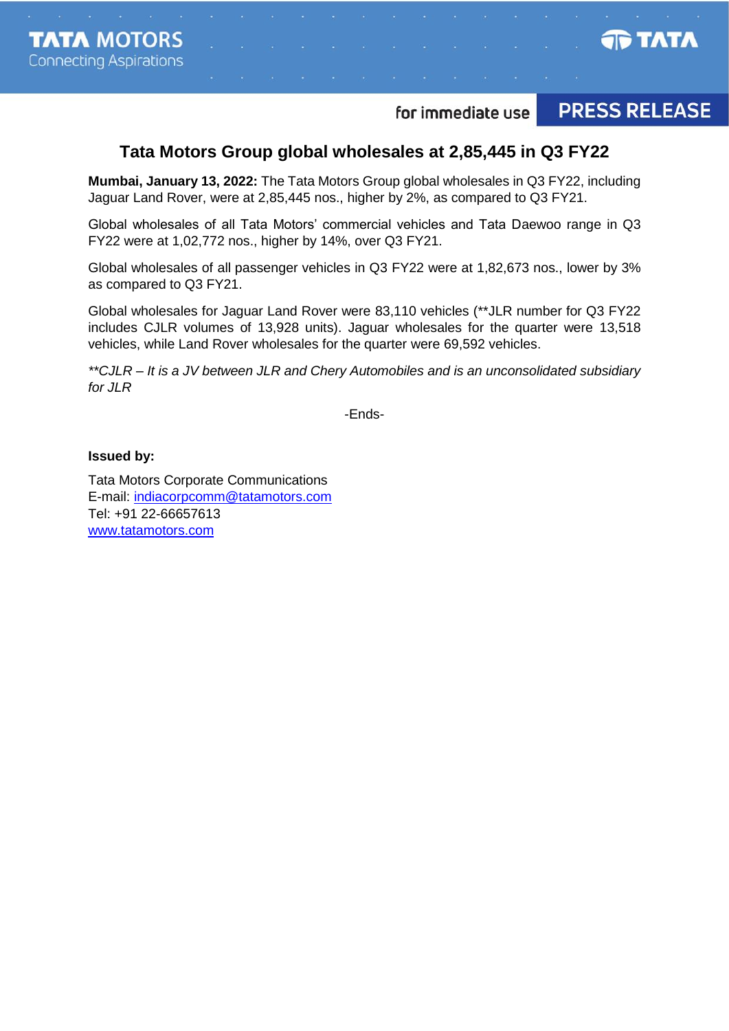for immediate use **PRESS RELEASE**

# Tata Motors Group global wholesales at 2,85,445 in Q3 FY22

**Mumbai, January 13, 2022:** The Tata Motors Group global wholesales in Q3 FY22, including Jaguar Land Rover, were at 2,85,445 nos., higher by 2%, as compared to Q3 FY21.

Global wholesales of all Tata Motors' commercial vehicles and Tata Daewoo range in Q3 FY22 were at 1,02,772 nos., higher by 14%, over Q3 FY21.

Global wholesales of all passenger vehicles in Q3 FY22 were at 1,82,673 nos., lower by 3% as compared to Q3 FY21.

Global wholesales for Jaguar Land Rover were 83,110 vehicles (**JLR number for Q3 FY22 includes CJLR volumes of 13,928 units). Jaguar wholesales for the quarter were 13,518 vehicles, while Land Rover wholesales for the quarter were 69,592 vehicles.

*\*\*CJLR – It is a JV between JLR and Chery Automobiles and is an unconsolidated subsidiary for JLR*

-Ends-

**Issued by:**

Tata Motors Corporate Communications
E-mail: indiacorpcomm@tatamotors.com
Tel: +91 22-66657613
www.tatamotors.com